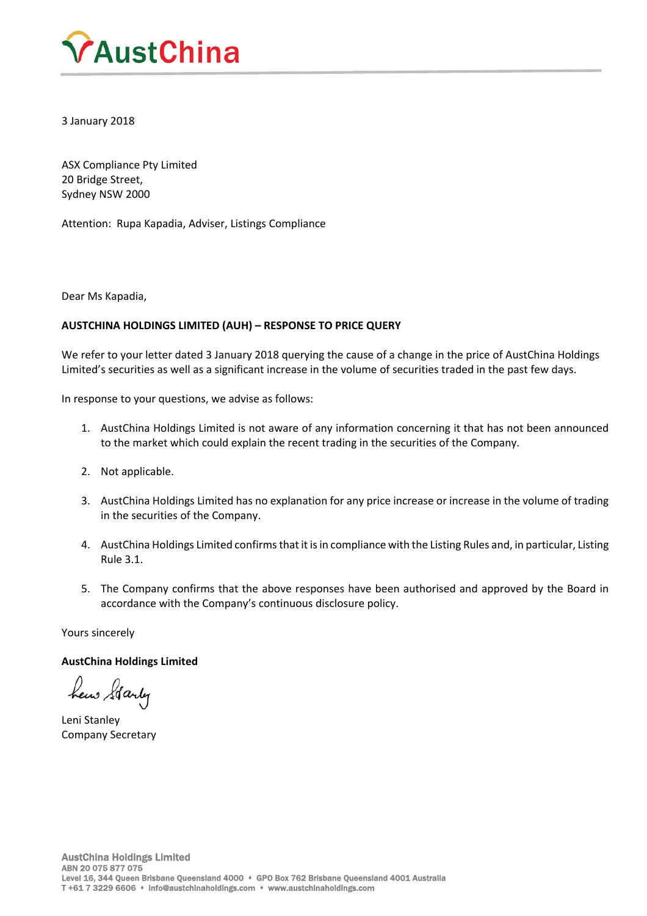3 January 2018

ASX Compliance Pty Limited
20 Bridge Street,
Sydney NSW 2000

Attention: Rupa Kapadia, Adviser, Listings Compliance

Dear Ms Kapadia,

**AUSTCHINA HOLDINGS LIMITED (AUH) – RESPONSE TO PRICE QUERY**

We refer to your letter dated 3 January 2018 querying the cause of a change in the price of AustChina Holdings Limited's securities as well as a significant increase in the volume of securities traded in the past few days.

In response to your questions, we advise as follows:

1. AustChina Holdings Limited is not aware of any information concerning it that has not been announced to the market which could explain the recent trading in the securities of the Company.

2. Not applicable.

3. AustChina Holdings Limited has no explanation for any price increase or increase in the volume of trading in the securities of the Company.

4. AustChina Holdings Limited confirms that it is in compliance with the Listing Rules and, in particular, Listing Rule 3.1.

5. The Company confirms that the above responses have been authorised and approved by the Board in accordance with the Company's continuous disclosure policy.

Yours sincerely

**AustChina Holdings Limited**

Leni Stanley
Company Secretary

AustChina Holdings Limited
ABN 20 075 877 075
Level 16, 344 Queen Brisbane Queensland 4000 • GPO Box 762 Brisbane Queensland 4001 Australia
T +61 7 3229 6606 • info@austchinaholdings.com • www.austchinaholdings.com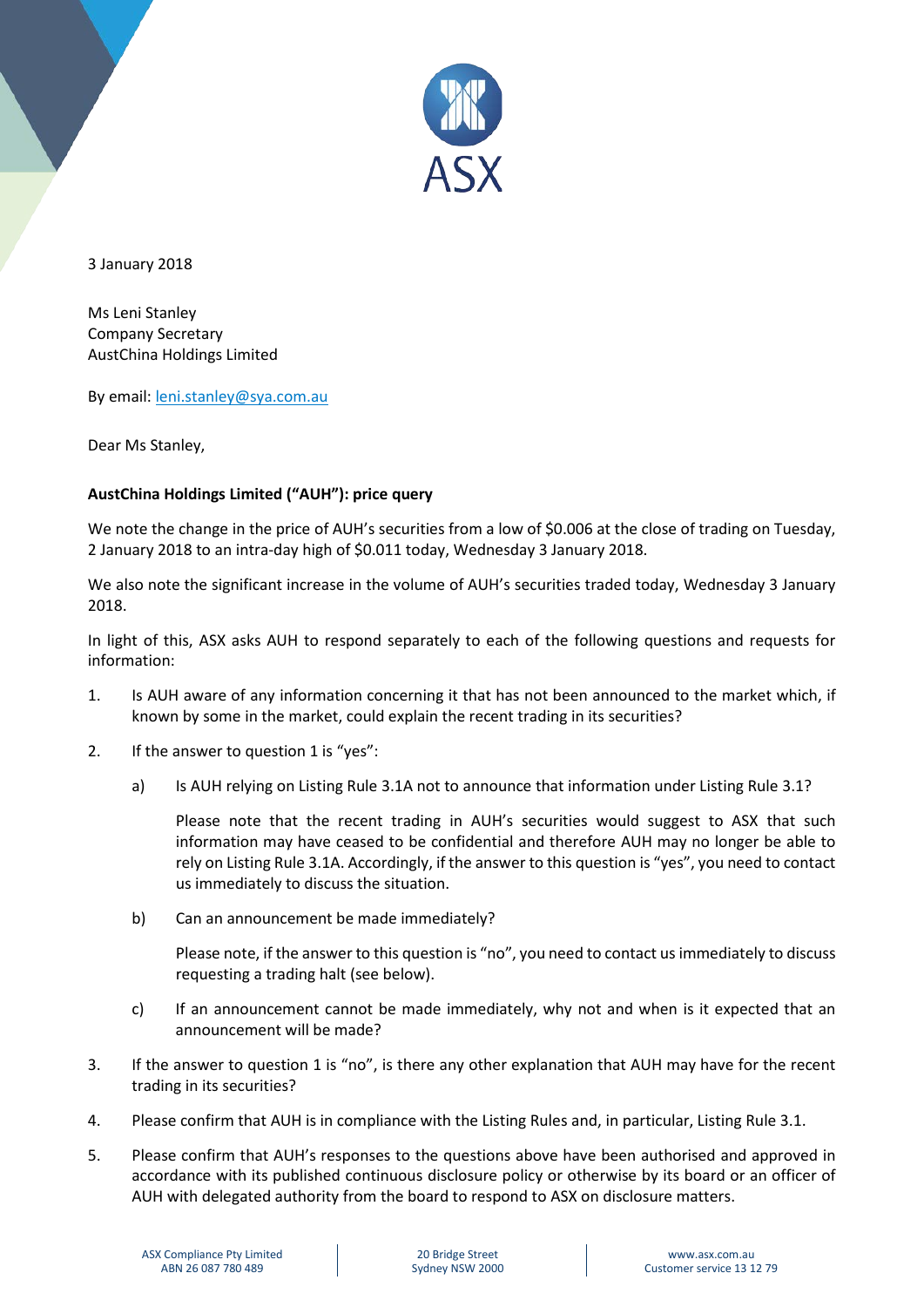3 January 2018

Ms Leni Stanley
Company Secretary
AustChina Holdings Limited

By email: leni.stanley@sya.com.au

Dear Ms Stanley,

**AustChina Holdings Limited ("AUH"): price query**

We note the change in the price of AUH's securities from a low of $0.006 at the close of trading on Tuesday, 2 January 2018 to an intra-day high of $0.011 today, Wednesday 3 January 2018.

We also note the significant increase in the volume of AUH's securities traded today, Wednesday 3 January 2018.

In light of this, ASX asks AUH to respond separately to each of the following questions and requests for information:

1. Is AUH aware of any information concerning it that has not been announced to the market which, if known by some in the market, could explain the recent trading in its securities?

2. If the answer to question 1 is "yes":

   a) Is AUH relying on Listing Rule 3.1A not to announce that information under Listing Rule 3.1?

      Please note that the recent trading in AUH's securities would suggest to ASX that such information may have ceased to be confidential and therefore AUH may no longer be able to rely on Listing Rule 3.1A. Accordingly, if the answer to this question is "yes", you need to contact us immediately to discuss the situation.

   b) Can an announcement be made immediately?

      Please note, if the answer to this question is "no", you need to contact us immediately to discuss requesting a trading halt (see below).

   c) If an announcement cannot be made immediately, why not and when is it expected that an announcement will be made?

3. If the answer to question 1 is "no", is there any other explanation that AUH may have for the recent trading in its securities?

4. Please confirm that AUH is in compliance with the Listing Rules and, in particular, Listing Rule 3.1.

5. Please confirm that AUH's responses to the questions above have been authorised and approved in accordance with its published continuous disclosure policy or otherwise by its board or an officer of AUH with delegated authority from the board to respond to ASX on disclosure matters.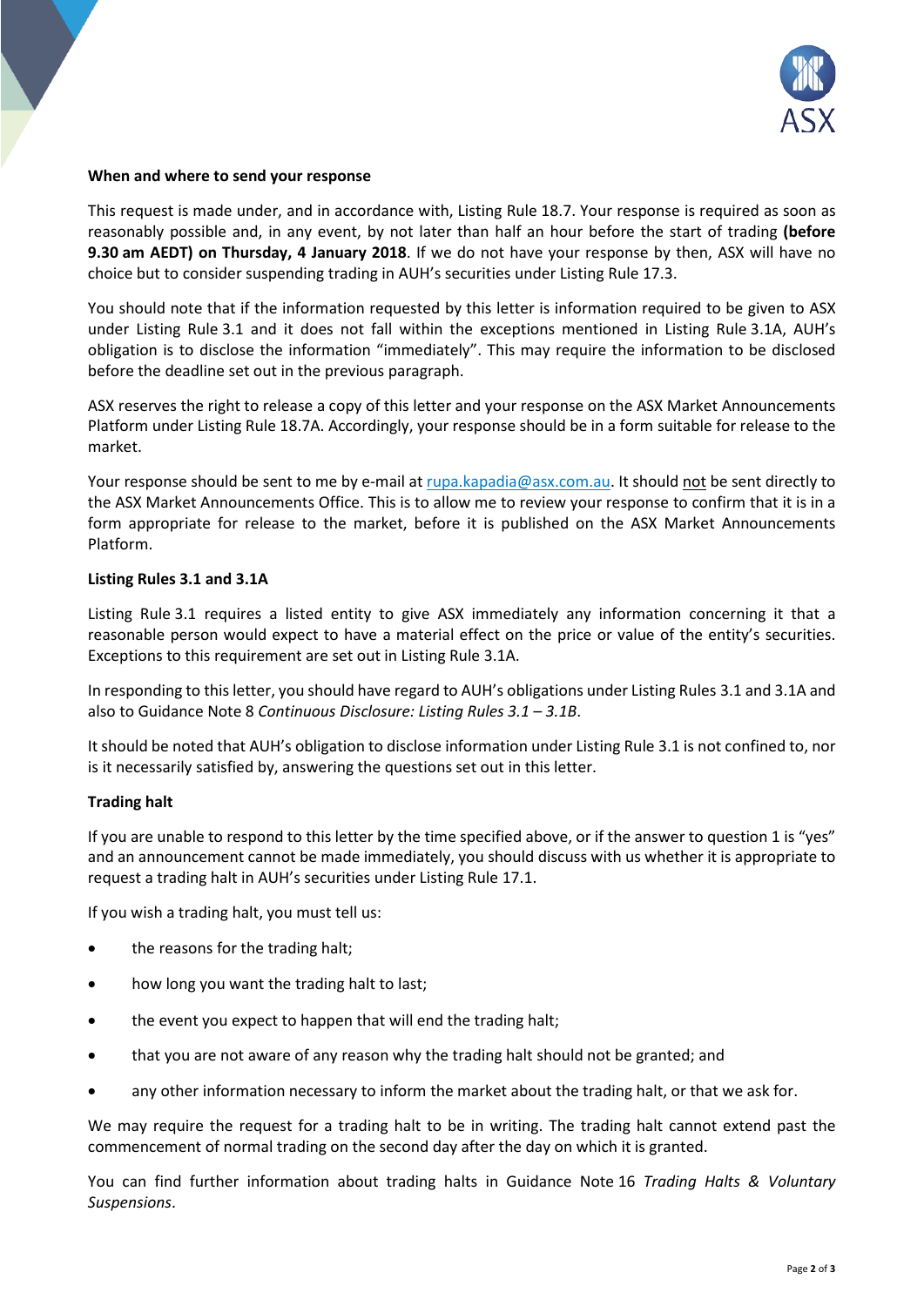**When and where to send your response**

This request is made under, and in accordance with, Listing Rule 18.7. Your response is required as soon as reasonably possible and, in any event, by not later than half an hour before the start of trading **(before 9.30 am AEDT) on Thursday, 4 January 2018**. If we do not have your response by then, ASX will have no choice but to consider suspending trading in AUH's securities under Listing Rule 17.3.

You should note that if the information requested by this letter is information required to be given to ASX under Listing Rule 3.1 and it does not fall within the exceptions mentioned in Listing Rule 3.1A, AUH's obligation is to disclose the information "immediately". This may require the information to be disclosed before the deadline set out in the previous paragraph.

ASX reserves the right to release a copy of this letter and your response on the ASX Market Announcements Platform under Listing Rule 18.7A. Accordingly, your response should be in a form suitable for release to the market.

Your response should be sent to me by e-mail at rupa.kapadia@asx.com.au. It should not be sent directly to the ASX Market Announcements Office. This is to allow me to review your response to confirm that it is in a form appropriate for release to the market, before it is published on the ASX Market Announcements Platform.

**Listing Rules 3.1 and 3.1A**

Listing Rule 3.1 requires a listed entity to give ASX immediately any information concerning it that a reasonable person would expect to have a material effect on the price or value of the entity's securities. Exceptions to this requirement are set out in Listing Rule 3.1A.

In responding to this letter, you should have regard to AUH's obligations under Listing Rules 3.1 and 3.1A and also to Guidance Note 8 *Continuous Disclosure: Listing Rules 3.1 – 3.1B*.

It should be noted that AUH's obligation to disclose information under Listing Rule 3.1 is not confined to, nor is it necessarily satisfied by, answering the questions set out in this letter.

**Trading halt**

If you are unable to respond to this letter by the time specified above, or if the answer to question 1 is "yes" and an announcement cannot be made immediately, you should discuss with us whether it is appropriate to request a trading halt in AUH's securities under Listing Rule 17.1.

If you wish a trading halt, you must tell us:

- the reasons for the trading halt;
- how long you want the trading halt to last;
- the event you expect to happen that will end the trading halt;
- that you are not aware of any reason why the trading halt should not be granted; and
- any other information necessary to inform the market about the trading halt, or that we ask for.

We may require the request for a trading halt to be in writing. The trading halt cannot extend past the commencement of normal trading on the second day after the day on which it is granted.

You can find further information about trading halts in Guidance Note 16 *Trading Halts & Voluntary Suspensions*.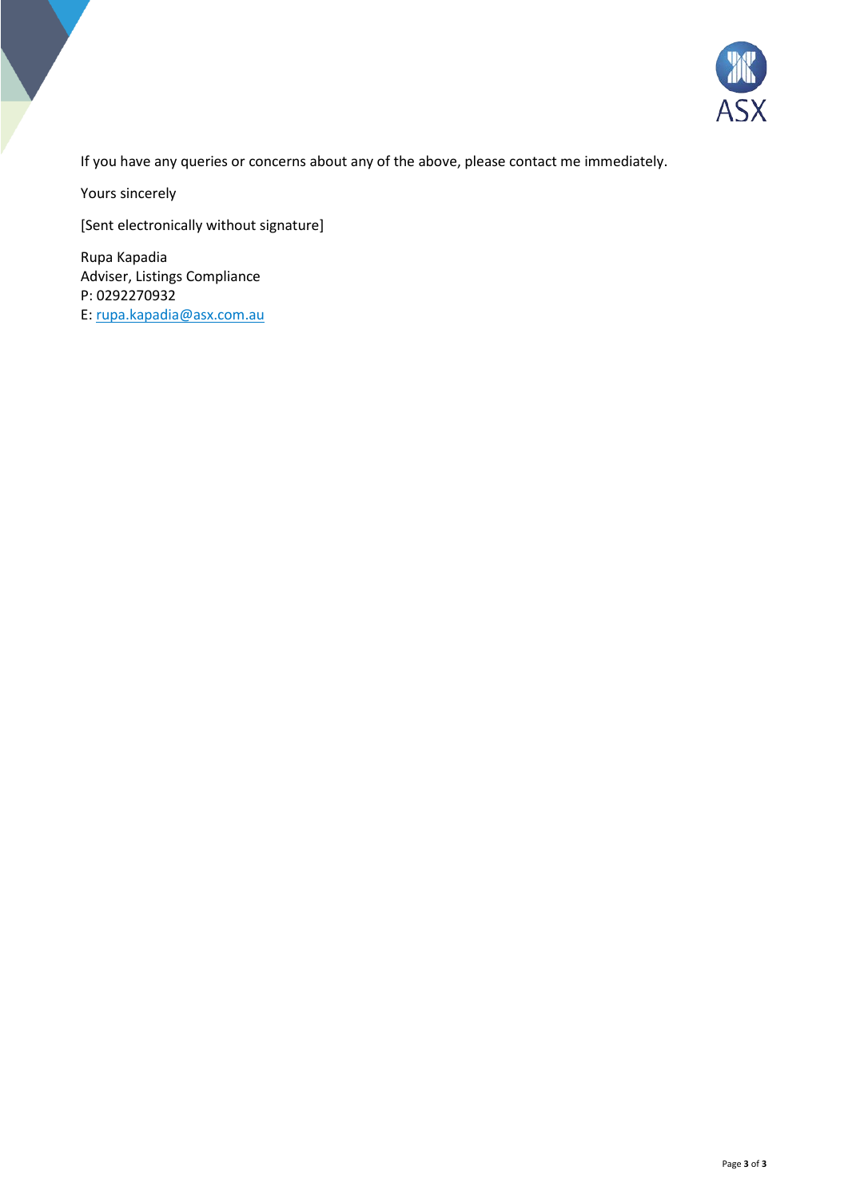If you have any queries or concerns about any of the above, please contact me immediately.

Yours sincerely

[Sent electronically without signature]

Rupa Kapadia
Adviser, Listings Compliance
P: 0292270932
E: rupa.kapadia@asx.com.au